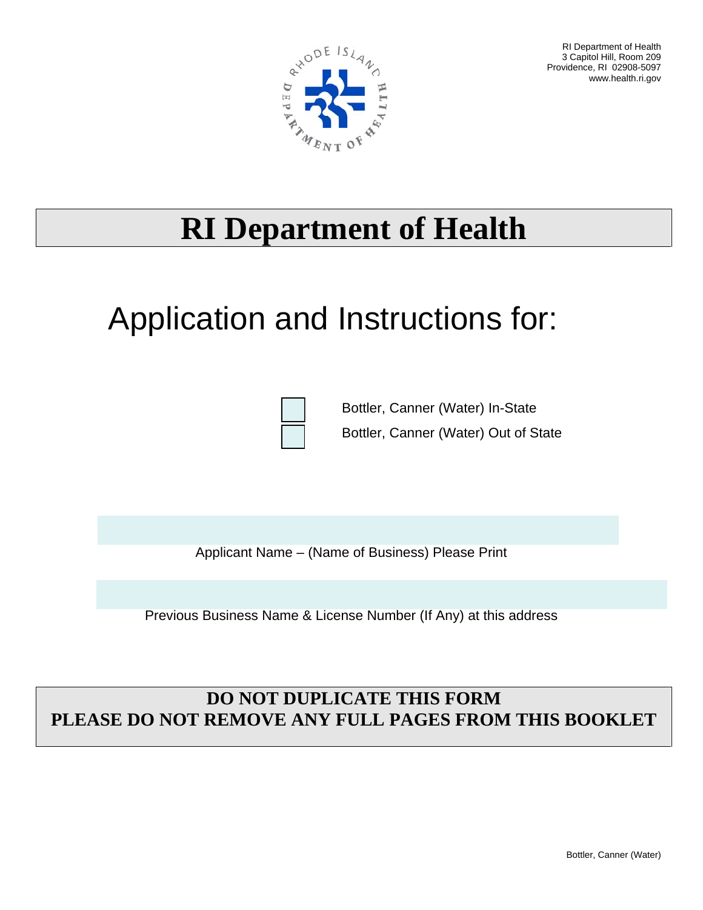RI Department of Health
3 Capitol Hill, Room 209
Providence, RI 02908-5097
www.health.ri.gov

# RI Department of Health

## Application and Instructions for:

- [ ] Bottler, Canner (Water) In-State
- [ ] Bottler, Canner (Water) Out of State

Applicant Name – (Name of Business) Please Print

Previous Business Name & License Number (If Any) at this address

**DO NOT DUPLICATE THIS FORM**
**PLEASE DO NOT REMOVE ANY FULL PAGES FROM THIS BOOKLET**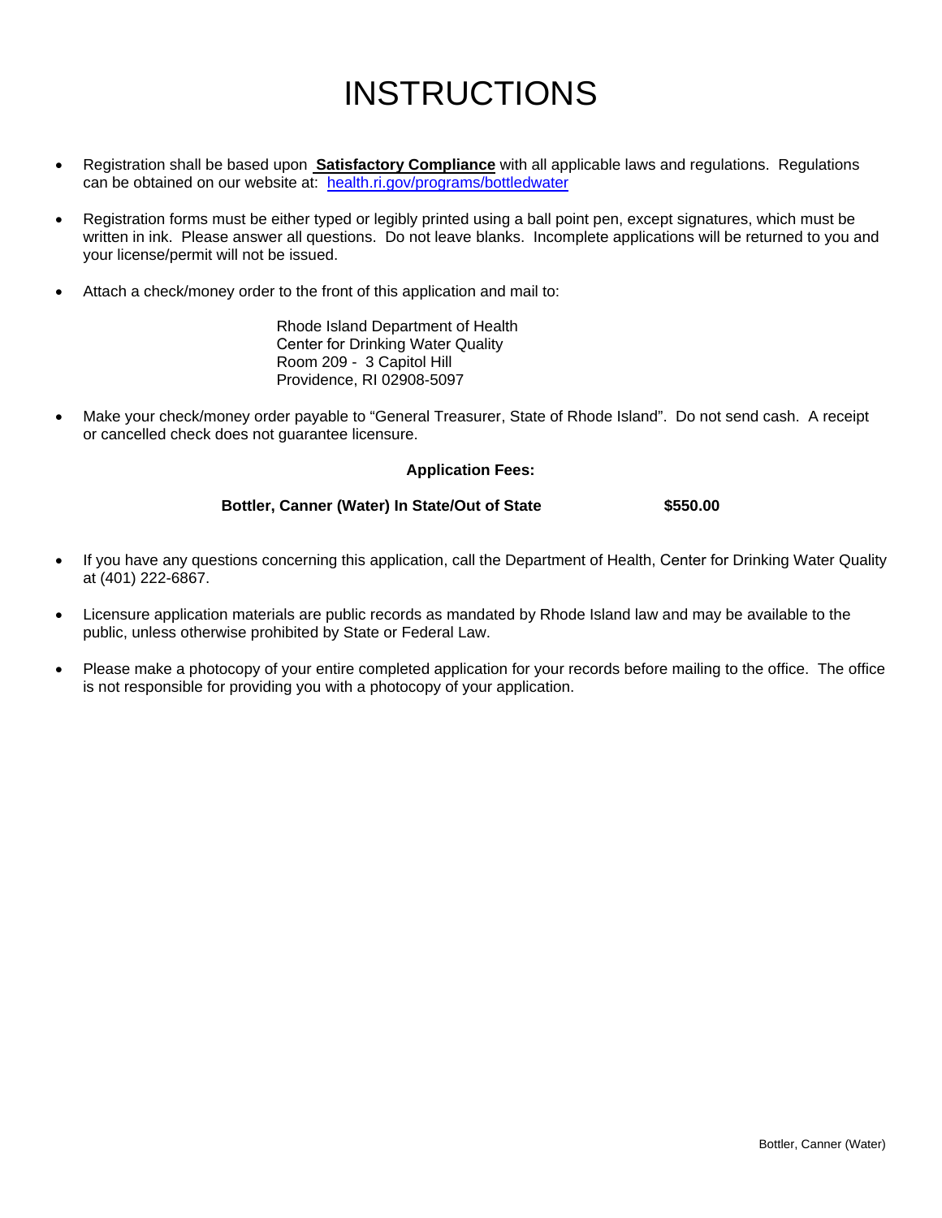# INSTRUCTIONS

- Registration shall be based upon **Satisfactory Compliance** with all applicable laws and regulations. Regulations can be obtained on our website at: [health.ri.gov/programs/bottledwater](health.ri.gov/programs/bottledwater)

- Registration forms must be either typed or legibly printed using a ball point pen, except signatures, which must be written in ink. Please answer all questions. Do not leave blanks. Incomplete applications will be returned to you and your license/permit will not be issued.

- Attach a check/money order to the front of this application and mail to:

  Rhode Island Department of Health
  Center for Drinking Water Quality
  Room 209 - 3 Capitol Hill
  Providence, RI 02908-5097

- Make your check/money order payable to "General Treasurer, State of Rhode Island". Do not send cash. A receipt or cancelled check does not guarantee licensure.

**Application Fees:**

**Bottler, Canner (Water) In State/Out of State** **$550.00**

- If you have any questions concerning this application, call the Department of Health, Center for Drinking Water Quality at (401) 222-6867.

- Licensure application materials are public records as mandated by Rhode Island law and may be available to the public, unless otherwise prohibited by State or Federal Law.

- Please make a photocopy of your entire completed application for your records before mailing to the office. The office is not responsible for providing you with a photocopy of your application.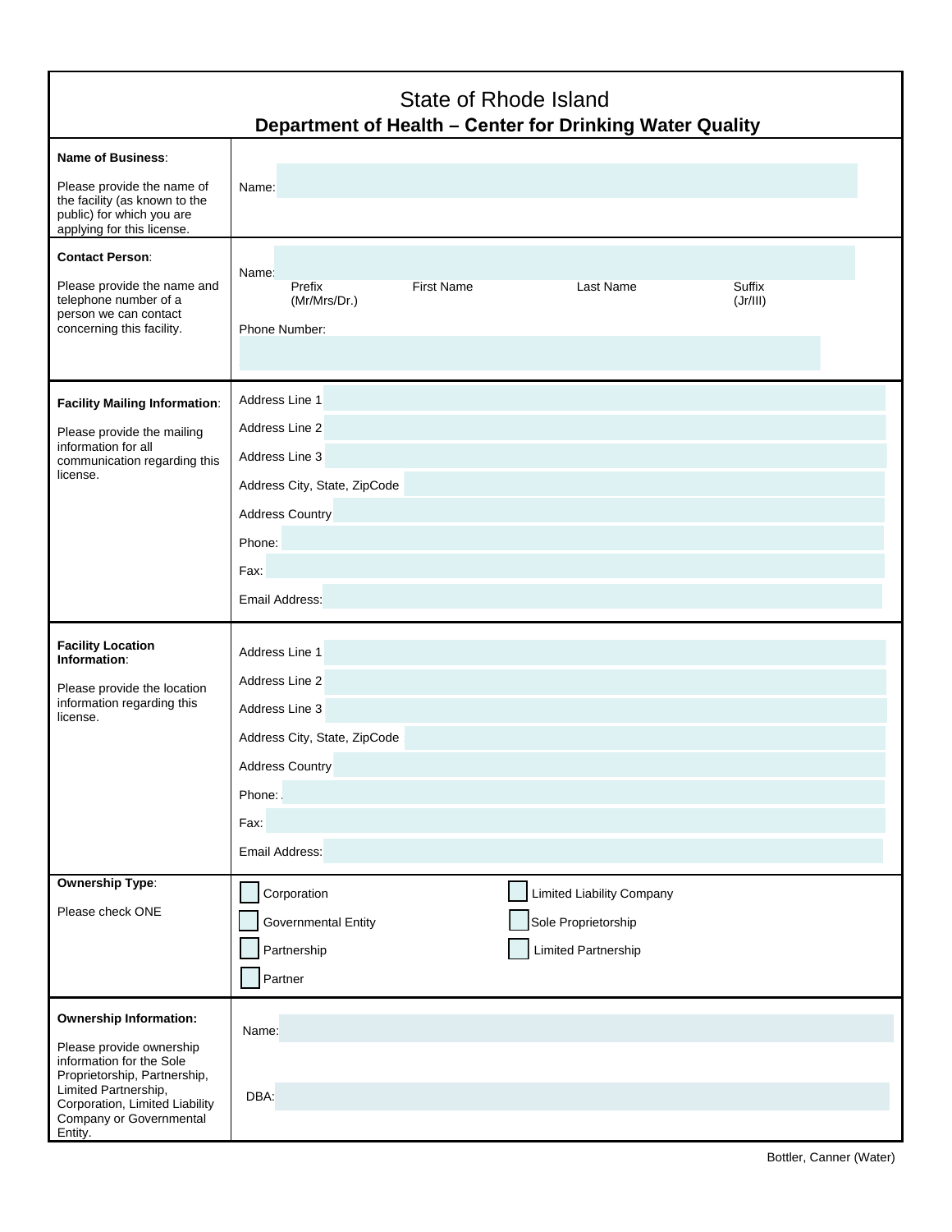# State of Rhode Island
## Department of Health – Center for Drinking Water Quality

| | |
|---|---|
| **Name of Business**:<br><br>Please provide the name of the facility (as known to the public) for which you are applying for this license. | Name: |
| **Contact Person**:<br><br>Please provide the name and telephone number of a person we can contact concerning this facility. | Name:<br>Prefix (Mr/Mrs/Dr.) First Name Last Name Suffix (Jr/III)<br><br>Phone Number: |
| **Facility Mailing Information**:<br><br>Please provide the mailing information for all communication regarding this license. | Address Line 1<br>Address Line 2<br>Address Line 3<br>Address City, State, ZipCode<br>Address Country<br>Phone:<br>Fax:<br>Email Address: |
| **Facility Location Information**:<br><br>Please provide the location information regarding this license. | Address Line 1<br>Address Line 2<br>Address Line 3<br>Address City, State, ZipCode<br>Address Country<br>Phone:<br>Fax:<br>Email Address: |
| **Ownership Type**:<br><br>Please check ONE | ☐ Corporation ☐ Limited Liability Company<br>☐ Governmental Entity ☐ Sole Proprietorship<br>☐ Partnership ☐ Limited Partnership<br>☐ Partner |
| **Ownership Information:**<br><br>Please provide ownership information for the Sole Proprietorship, Partnership, Limited Partnership, Corporation, Limited Liability Company or Governmental Entity. | Name:<br><br>DBA: |

Bottler, Canner (Water)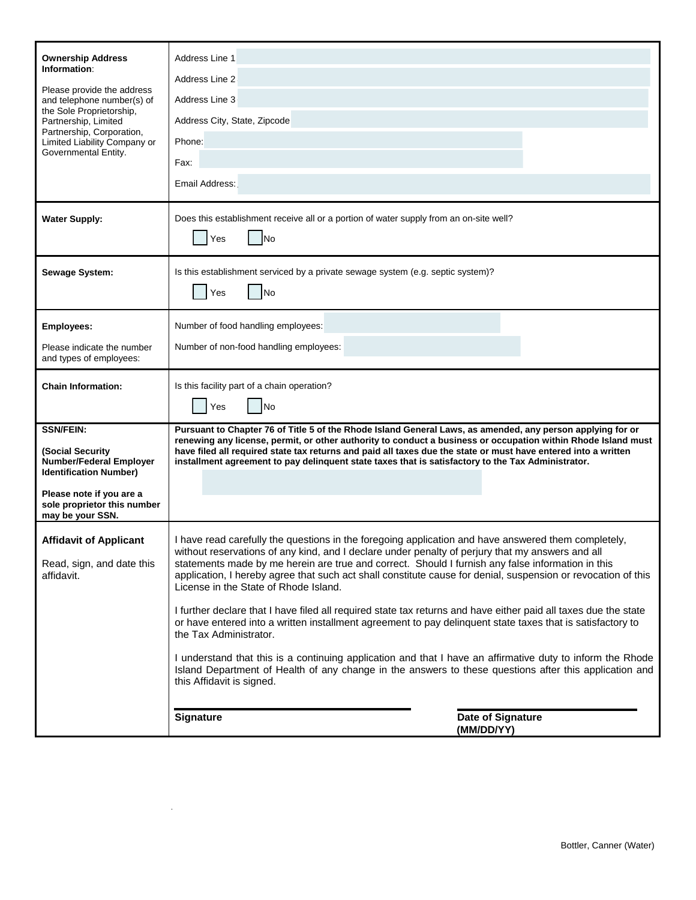| | |
|---|---|
| **Ownership Address Information**:<br><br>Please provide the address and telephone number(s) of the Sole Proprietorship, Partnership, Limited Partnership, Corporation, Limited Liability Company or Governmental Entity. | Address Line 1<br><br>Address Line 2<br><br>Address Line 3<br><br>Address City, State, Zipcode<br><br>Phone:<br><br>Fax:<br><br>Email Address: |
| **Water Supply:** | Does this establishment receive all or a portion of water supply from an on-site well?<br><br>☐ Yes ☐ No |
| **Sewage System:** | Is this establishment serviced by a private sewage system (e.g. septic system)?<br><br>☐ Yes ☐ No |
| **Employees:**<br><br>Please indicate the number and types of employees: | Number of food handling employees:<br><br>Number of non-food handling employees: |
| **Chain Information:** | Is this facility part of a chain operation?<br><br>☐ Yes ☐ No |
| **SSN/FEIN:**<br><br>**(Social Security Number/Federal Employer Identification Number)**<br><br>**Please note if you are a sole proprietor this number may be your SSN.** | **Pursuant to Chapter 76 of Title 5 of the Rhode Island General Laws, as amended, any person applying for or renewing any license, permit, or other authority to conduct a business or occupation within Rhode Island must have filed all required state tax returns and paid all taxes due the state or must have entered into a written installment agreement to pay delinquent state taxes that is satisfactory to the Tax Administrator.** |
| **Affidavit of Applicant**<br><br>Read, sign, and date this affidavit. | I have read carefully the questions in the foregoing application and have answered them completely, without reservations of any kind, and I declare under penalty of perjury that my answers and all statements made by me herein are true and correct. Should I furnish any false information in this application, I hereby agree that such act shall constitute cause for denial, suspension or revocation of this License in the State of Rhode Island.<br><br>I further declare that I have filed all required state tax returns and have either paid all taxes due the state or have entered into a written installment agreement to pay delinquent state taxes that is satisfactory to the Tax Administrator.<br><br>I understand that this is a continuing application and that I have an affirmative duty to inform the Rhode Island Department of Health of any change in the answers to these questions after this application and this Affidavit is signed.<br><br>**Signature** \_\_\_\_\_\_\_\_\_\_\_\_\_\_\_\_ **Date of Signature (MM/DD/YY)** \_\_\_\_\_\_\_\_\_\_\_\_\_\_\_\_ |

Bottler, Canner (Water)